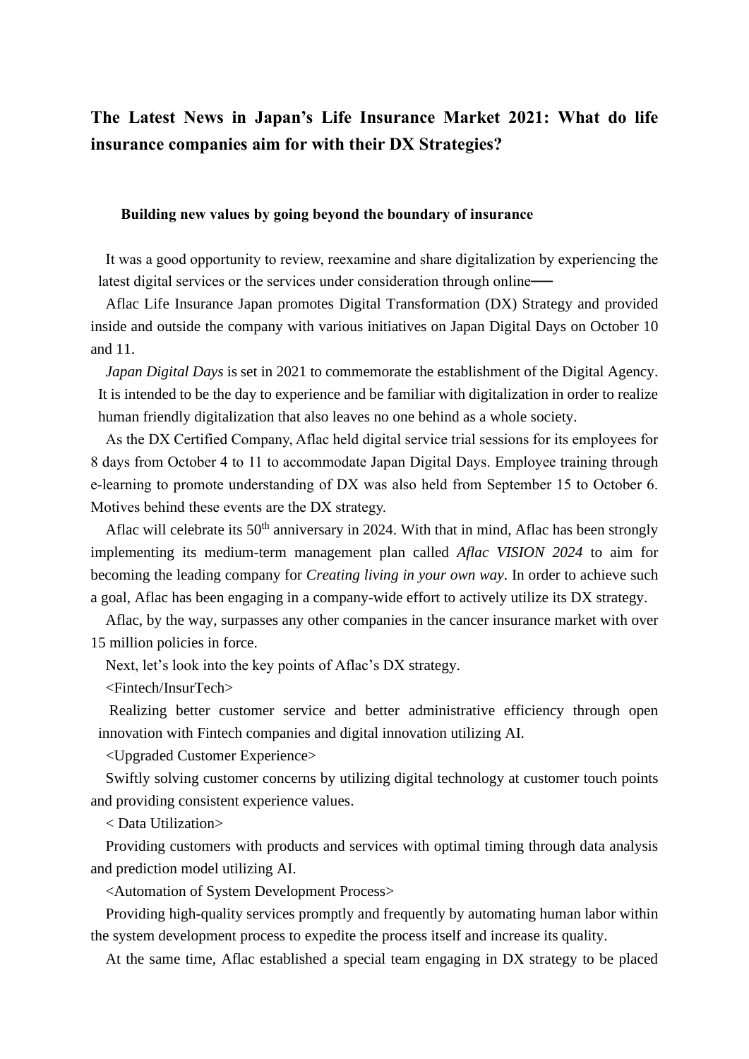# The Latest News in Japan's Life Insurance Market 2021: What do life insurance companies aim for with their DX Strategies?

## Building new values by going beyond the boundary of insurance

It was a good opportunity to review, reexamine and share digitalization by experiencing the latest digital services or the services under consideration through online――

Aflac Life Insurance Japan promotes Digital Transformation (DX) Strategy and provided inside and outside the company with various initiatives on Japan Digital Days on October 10 and 11.

*Japan Digital Days* is set in 2021 to commemorate the establishment of the Digital Agency. It is intended to be the day to experience and be familiar with digitalization in order to realize human friendly digitalization that also leaves no one behind as a whole society.

As the DX Certified Company, Aflac held digital service trial sessions for its employees for 8 days from October 4 to 11 to accommodate Japan Digital Days. Employee training through e-learning to promote understanding of DX was also held from September 15 to October 6. Motives behind these events are the DX strategy.

Aflac will celebrate its 50th anniversary in 2024. With that in mind, Aflac has been strongly implementing its medium-term management plan called *Aflac VISION 2024* to aim for becoming the leading company for *Creating living in your own way*. In order to achieve such a goal, Aflac has been engaging in a company-wide effort to actively utilize its DX strategy.

Aflac, by the way, surpasses any other companies in the cancer insurance market with over 15 million policies in force.

Next, let's look into the key points of Aflac's DX strategy.

<Fintech/InsurTech>

Realizing better customer service and better administrative efficiency through open innovation with Fintech companies and digital innovation utilizing AI.

<Upgraded Customer Experience>

Swiftly solving customer concerns by utilizing digital technology at customer touch points and providing consistent experience values.

< Data Utilization>

Providing customers with products and services with optimal timing through data analysis and prediction model utilizing AI.

<Automation of System Development Process>

Providing high-quality services promptly and frequently by automating human labor within the system development process to expedite the process itself and increase its quality.

At the same time, Aflac established a special team engaging in DX strategy to be placed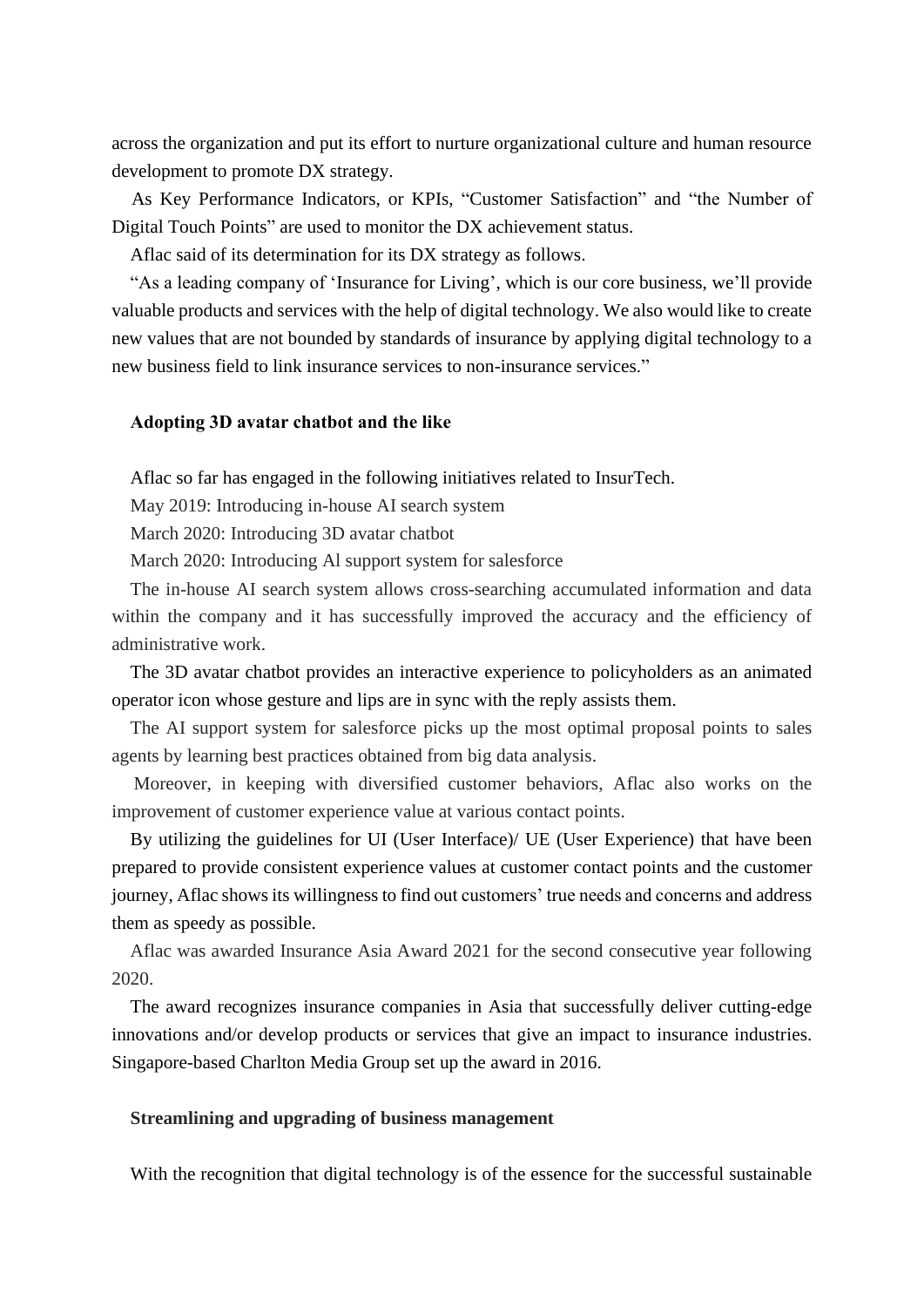across the organization and put its effort to nurture organizational culture and human resource development to promote DX strategy.

As Key Performance Indicators, or KPIs, "Customer Satisfaction" and "the Number of Digital Touch Points" are used to monitor the DX achievement status.

Aflac said of its determination for its DX strategy as follows.

"As a leading company of 'Insurance for Living', which is our core business, we'll provide valuable products and services with the help of digital technology. We also would like to create new values that are not bounded by standards of insurance by applying digital technology to a new business field to link insurance services to non-insurance services."

**Adopting 3D avatar chatbot and the like**

Aflac so far has engaged in the following initiatives related to InsurTech.

May 2019: Introducing in-house AI search system

March 2020: Introducing 3D avatar chatbot

March 2020: Introducing Al support system for salesforce

The in-house AI search system allows cross-searching accumulated information and data within the company and it has successfully improved the accuracy and the efficiency of administrative work.

The 3D avatar chatbot provides an interactive experience to policyholders as an animated operator icon whose gesture and lips are in sync with the reply assists them.

The AI support system for salesforce picks up the most optimal proposal points to sales agents by learning best practices obtained from big data analysis.

Moreover, in keeping with diversified customer behaviors, Aflac also works on the improvement of customer experience value at various contact points.

By utilizing the guidelines for UI (User Interface)/ UE (User Experience) that have been prepared to provide consistent experience values at customer contact points and the customer journey, Aflac shows its willingness to find out customers' true needs and concerns and address them as speedy as possible.

Aflac was awarded Insurance Asia Award 2021 for the second consecutive year following 2020.

The award recognizes insurance companies in Asia that successfully deliver cutting-edge innovations and/or develop products or services that give an impact to insurance industries. Singapore-based Charlton Media Group set up the award in 2016.

**Streamlining and upgrading of business management**

With the recognition that digital technology is of the essence for the successful sustainable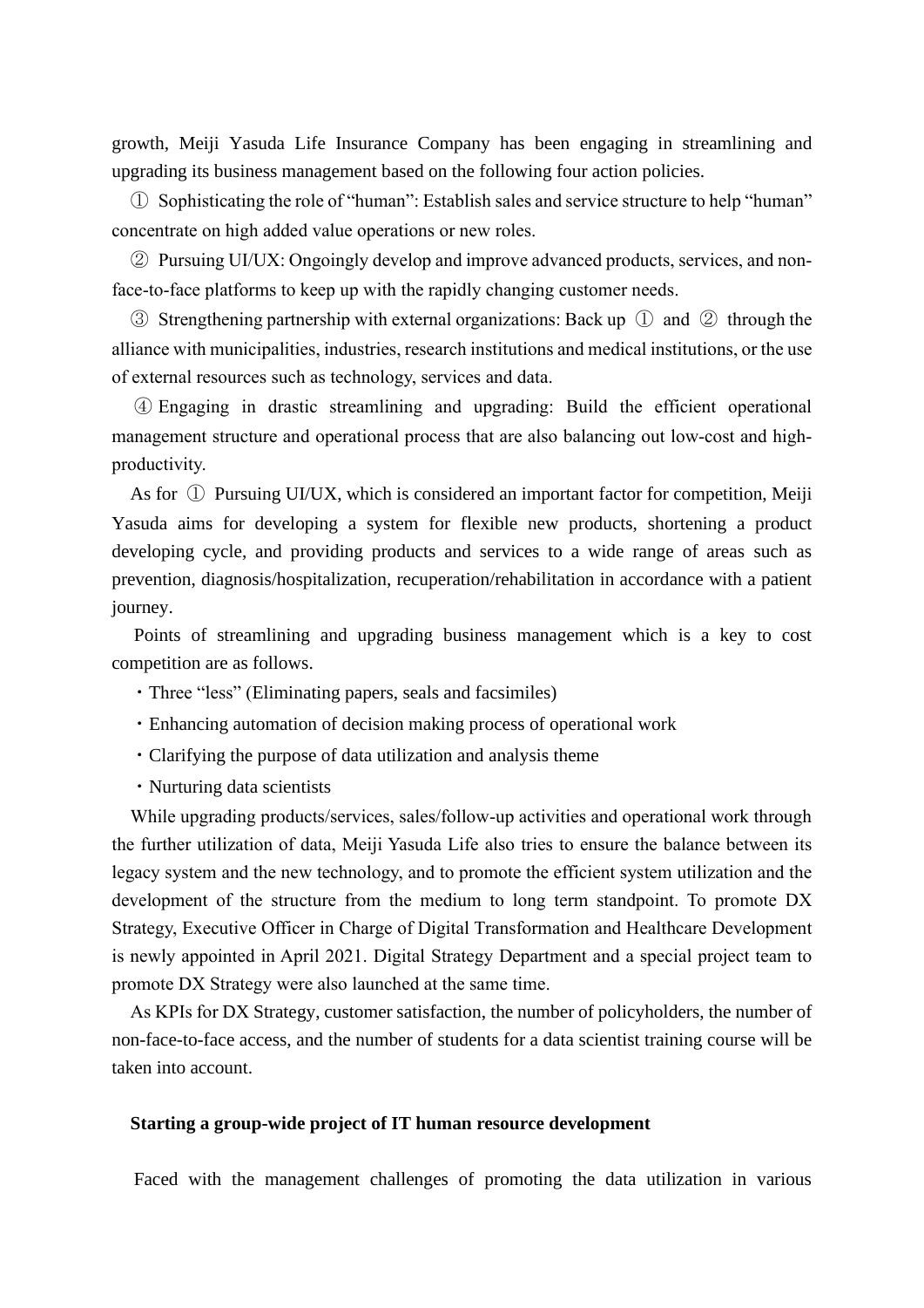growth, Meiji Yasuda Life Insurance Company has been engaging in streamlining and upgrading its business management based on the following four action policies.

① Sophisticating the role of "human": Establish sales and service structure to help "human" concentrate on high added value operations or new roles.

② Pursuing UI/UX: Ongoingly develop and improve advanced products, services, and non-face-to-face platforms to keep up with the rapidly changing customer needs.

③ Strengthening partnership with external organizations: Back up ① and ② through the alliance with municipalities, industries, research institutions and medical institutions, or the use of external resources such as technology, services and data.

④ Engaging in drastic streamlining and upgrading: Build the efficient operational management structure and operational process that are also balancing out low-cost and high-productivity.

As for ① Pursuing UI/UX, which is considered an important factor for competition, Meiji Yasuda aims for developing a system for flexible new products, shortening a product developing cycle, and providing products and services to a wide range of areas such as prevention, diagnosis/hospitalization, recuperation/rehabilitation in accordance with a patient journey.

Points of streamlining and upgrading business management which is a key to cost competition are as follows.

・Three "less" (Eliminating papers, seals and facsimiles)

・Enhancing automation of decision making process of operational work

・Clarifying the purpose of data utilization and analysis theme

・Nurturing data scientists

While upgrading products/services, sales/follow-up activities and operational work through the further utilization of data, Meiji Yasuda Life also tries to ensure the balance between its legacy system and the new technology, and to promote the efficient system utilization and the development of the structure from the medium to long term standpoint. To promote DX Strategy, Executive Officer in Charge of Digital Transformation and Healthcare Development is newly appointed in April 2021. Digital Strategy Department and a special project team to promote DX Strategy were also launched at the same time.

As KPIs for DX Strategy, customer satisfaction, the number of policyholders, the number of non-face-to-face access, and the number of students for a data scientist training course will be taken into account.

**Starting a group-wide project of IT human resource development**

Faced with the management challenges of promoting the data utilization in various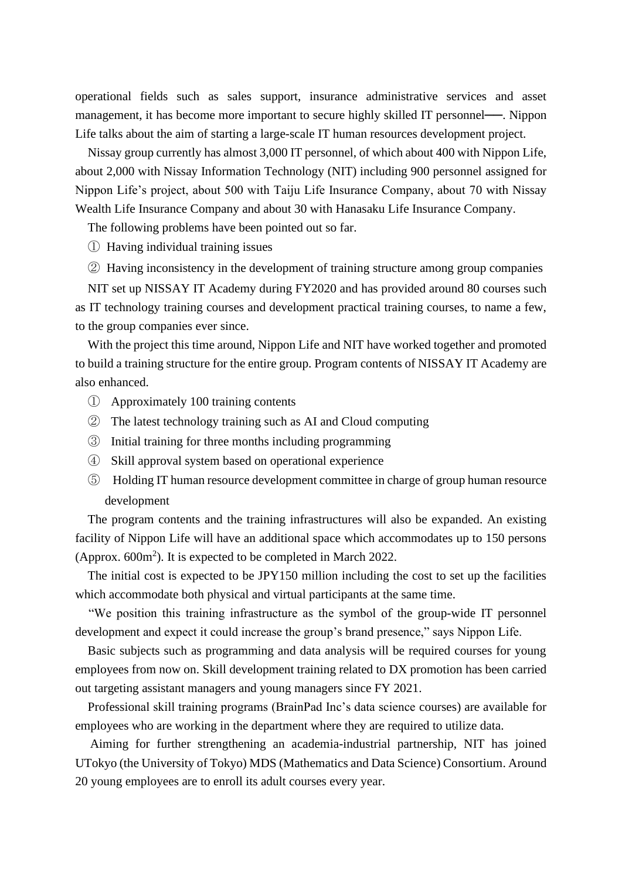operational fields such as sales support, insurance administrative services and asset management, it has become more important to secure highly skilled IT personnel──. Nippon Life talks about the aim of starting a large-scale IT human resources development project.

Nissay group currently has almost 3,000 IT personnel, of which about 400 with Nippon Life, about 2,000 with Nissay Information Technology (NIT) including 900 personnel assigned for Nippon Life's project, about 500 with Taiju Life Insurance Company, about 70 with Nissay Wealth Life Insurance Company and about 30 with Hanasaku Life Insurance Company.

The following problems have been pointed out so far.

① Having individual training issues

② Having inconsistency in the development of training structure among group companies

NIT set up NISSAY IT Academy during FY2020 and has provided around 80 courses such as IT technology training courses and development practical training courses, to name a few, to the group companies ever since.

With the project this time around, Nippon Life and NIT have worked together and promoted to build a training structure for the entire group. Program contents of NISSAY IT Academy are also enhanced.

① Approximately 100 training contents

② The latest technology training such as AI and Cloud computing

③ Initial training for three months including programming

④ Skill approval system based on operational experience

⑤ Holding IT human resource development committee in charge of group human resource development

The program contents and the training infrastructures will also be expanded. An existing facility of Nippon Life will have an additional space which accommodates up to 150 persons (Approx. 600m$^2$). It is expected to be completed in March 2022.

The initial cost is expected to be JPY150 million including the cost to set up the facilities which accommodate both physical and virtual participants at the same time.

"We position this training infrastructure as the symbol of the group-wide IT personnel development and expect it could increase the group's brand presence," says Nippon Life.

Basic subjects such as programming and data analysis will be required courses for young employees from now on. Skill development training related to DX promotion has been carried out targeting assistant managers and young managers since FY 2021.

Professional skill training programs (BrainPad Inc's data science courses) are available for employees who are working in the department where they are required to utilize data.

Aiming for further strengthening an academia-industrial partnership, NIT has joined UTokyo (the University of Tokyo) MDS (Mathematics and Data Science) Consortium. Around 20 young employees are to enroll its adult courses every year.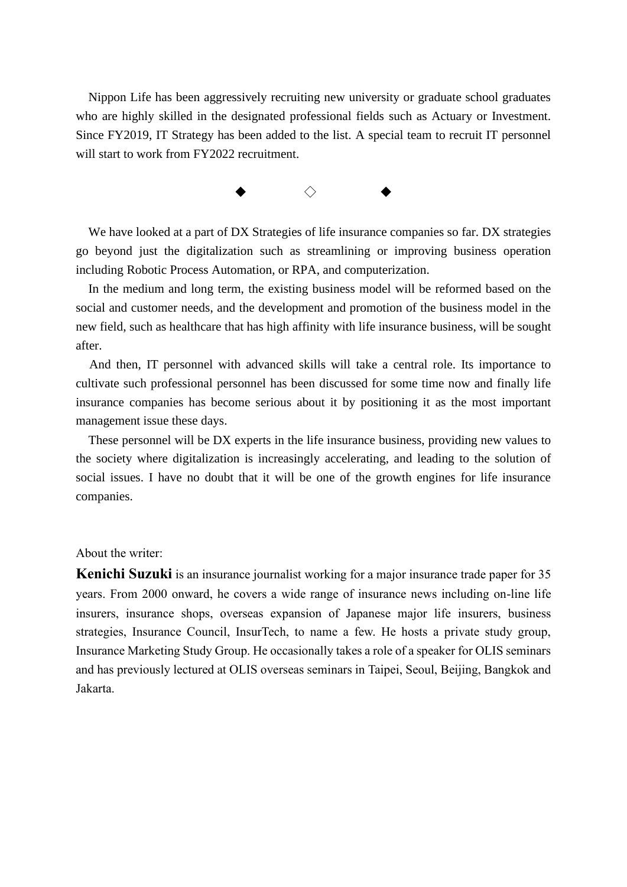Nippon Life has been aggressively recruiting new university or graduate school graduates who are highly skilled in the designated professional fields such as Actuary or Investment. Since FY2019, IT Strategy has been added to the list. A special team to recruit IT personnel will start to work from FY2022 recruitment.

◆　　　◇　　　◆

We have looked at a part of DX Strategies of life insurance companies so far. DX strategies go beyond just the digitalization such as streamlining or improving business operation including Robotic Process Automation, or RPA, and computerization.

In the medium and long term, the existing business model will be reformed based on the social and customer needs, and the development and promotion of the business model in the new field, such as healthcare that has high affinity with life insurance business, will be sought after.

And then, IT personnel with advanced skills will take a central role. Its importance to cultivate such professional personnel has been discussed for some time now and finally life insurance companies has become serious about it by positioning it as the most important management issue these days.

These personnel will be DX experts in the life insurance business, providing new values to the society where digitalization is increasingly accelerating, and leading to the solution of social issues. I have no doubt that it will be one of the growth engines for life insurance companies.

About the writer:

**Kenichi Suzuki** is an insurance journalist working for a major insurance trade paper for 35 years. From 2000 onward, he covers a wide range of insurance news including on-line life insurers, insurance shops, overseas expansion of Japanese major life insurers, business strategies, Insurance Council, InsurTech, to name a few. He hosts a private study group, Insurance Marketing Study Group. He occasionally takes a role of a speaker for OLIS seminars and has previously lectured at OLIS overseas seminars in Taipei, Seoul, Beijing, Bangkok and Jakarta.